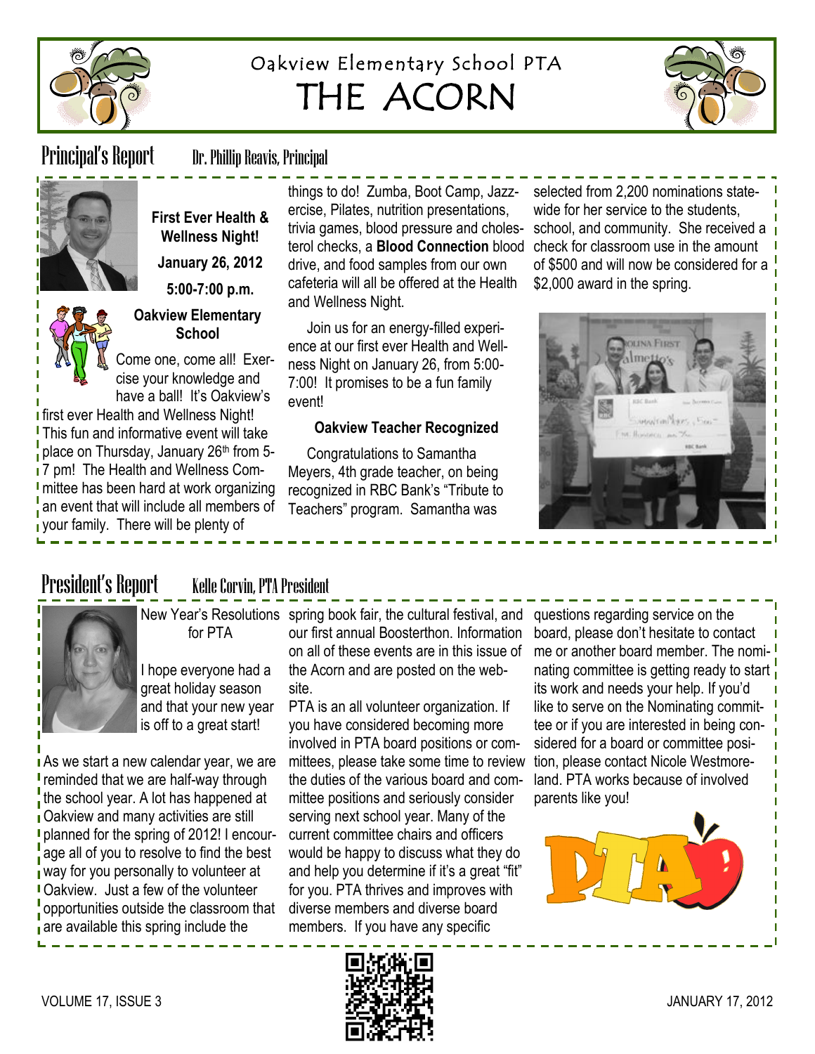# Oakview Elementary School PTA

# THE ACORN

## Principal's Report

Dr. Phillip Reavis, Principal

**First Ever Health & Wellness Night!**

**January 26, 2012**

**5:00-7:00 p.m.**

**Oakview Elementary School**

Come one, come all! Exercise your knowledge and have a ball! It's Oakview's first ever Health and Wellness Night! This fun and informative event will take place on Thursday, January 26th from 5-7 pm! The Health and Wellness Committee has been hard at work organizing an event that will include all members of your family. There will be plenty of things to do! Zumba, Boot Camp, Jazzercise, Pilates, nutrition presentations, trivia games, blood pressure and cholesterol checks, a **Blood Connection** blood drive, and food samples from our own cafeteria will all be offered at the Health and Wellness Night.

Join us for an energy-filled experience at our first ever Health and Wellness Night on January 26, from 5:00-7:00! It promises to be a fun family event!

**Oakview Teacher Recognized**

Congratulations to Samantha Meyers, 4th grade teacher, on being recognized in RBC Bank's "Tribute to Teachers" program. Samantha was selected from 2,200 nominations statewide for her service to the students, school, and community. She received a check for classroom use in the amount of $500 and will now be considered for a $2,000 award in the spring.

## President's Report

Kelle Corvin, PTA President

New Year's Resolutions for PTA

I hope everyone had a great holiday season and that your new year is off to a great start!

As we start a new calendar year, we are reminded that we are half-way through the school year. A lot has happened at Oakview and many activities are still planned for the spring of 2012! I encourage all of you to resolve to find the best way for you personally to volunteer at Oakview. Just a few of the volunteer opportunities outside the classroom that are available this spring include the spring book fair, the cultural festival, and our first annual Boosterthon. Information on all of these events are in this issue of the Acorn and are posted on the website.

PTA is an all volunteer organization. If you have considered becoming more involved in PTA board positions or committees, please take some time to review the duties of the various board and committee positions and seriously consider serving next school year. Many of the current committee chairs and officers would be happy to discuss what they do and help you determine if it's a great "fit" for you. PTA thrives and improves with diverse members and diverse board members. If you have any specific questions regarding service on the board, please don't hesitate to contact me or another board member. The nominating committee is getting ready to start its work and needs your help. If you'd like to serve on the Nominating committee or if you are interested in being considered for a board or committee position, please contact Nicole Westmoreland. PTA works because of involved parents like you!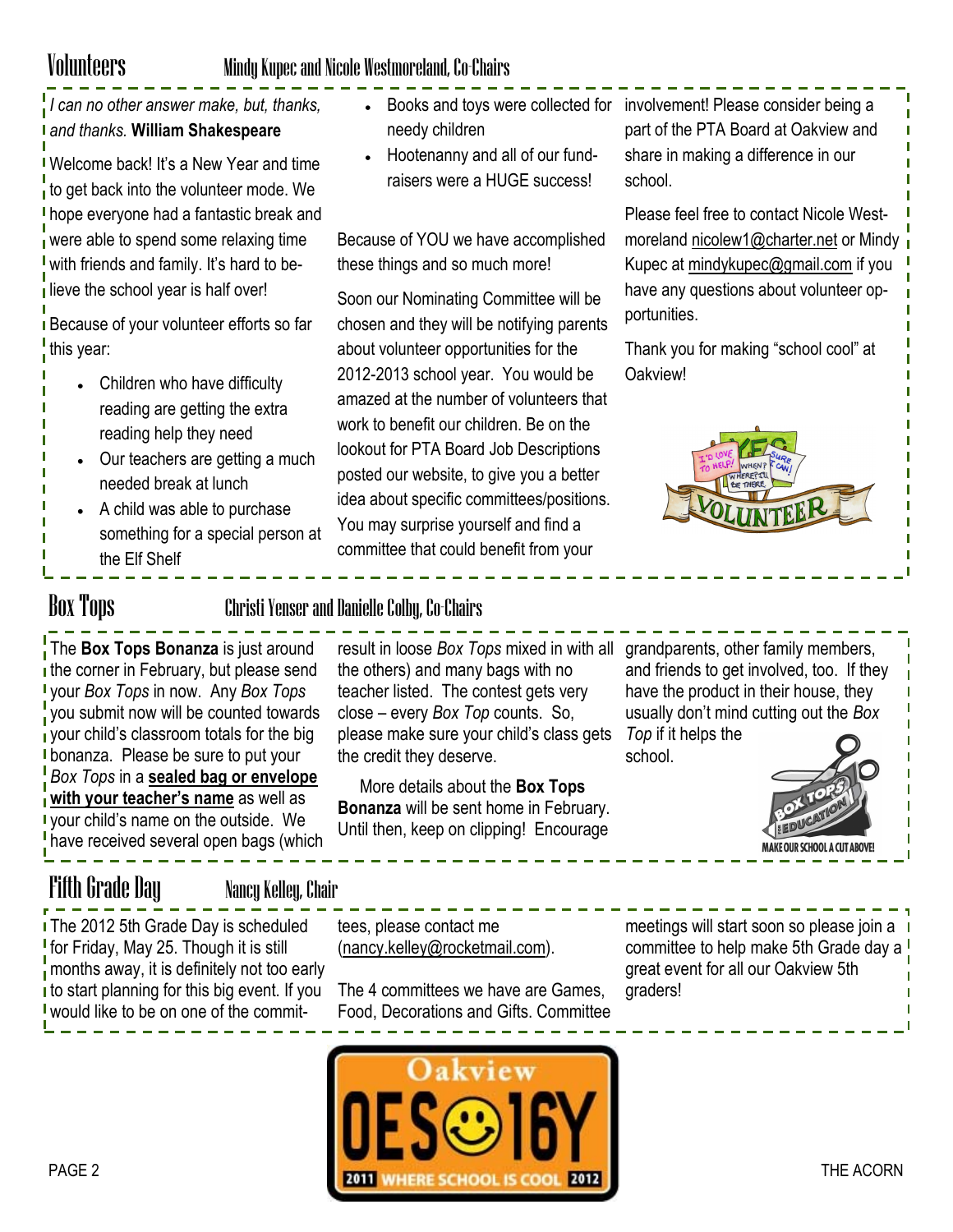## Volunteers

### Mindy Kupec and Nicole Westmoreland, Co-Chairs

*I can no other answer make, but, thanks, and thanks.* **William Shakespeare**

Welcome back! It's a New Year and time to get back into the volunteer mode. We hope everyone had a fantastic break and were able to spend some relaxing time with friends and family. It's hard to believe the school year is half over!

Because of your volunteer efforts so far this year:

- Children who have difficulty reading are getting the extra reading help they need
- Our teachers are getting a much needed break at lunch
- A child was able to purchase something for a special person at the Elf Shelf
- Books and toys were collected for needy children
- Hootenanny and all of our fund-raisers were a HUGE success!

Because of YOU we have accomplished these things and so much more!

Soon our Nominating Committee will be chosen and they will be notifying parents about volunteer opportunities for the 2012-2013 school year. You would be amazed at the number of volunteers that work to benefit our children. Be on the lookout for PTA Board Job Descriptions posted our website, to give you a better idea about specific committees/positions. You may surprise yourself and find a committee that could benefit from your involvement! Please consider being a part of the PTA Board at Oakview and share in making a difference in our school.

Please feel free to contact Nicole Westmoreland nicolew1@charter.net or Mindy Kupec at mindykupec@gmail.com if you have any questions about volunteer opportunities.

Thank you for making "school cool" at Oakview!

## Box Tops

### Christi Yenser and Danielle Colby, Co-Chairs

The **Box Tops Bonanza** is just around the corner in February, but please send your *Box Tops* in now. Any *Box Tops* you submit now will be counted towards your child's classroom totals for the big bonanza. Please be sure to put your *Box Tops* in a **sealed bag or envelope with your teacher's name** as well as your child's name on the outside. We have received several open bags (which result in loose *Box Tops* mixed in with all the others) and many bags with no teacher listed. The contest gets very close – every *Box Top* counts. So, please make sure your child's class gets the credit they deserve.

More details about the **Box Tops Bonanza** will be sent home in February. Until then, keep on clipping! Encourage grandparents, other family members, and friends to get involved, too. If they have the product in their house, they usually don't mind cutting out the *Box Top* if it helps the school.

## Fifth Grade Day

### Nancy Kelley, Chair

The 2012 5th Grade Day is scheduled for Friday, May 25. Though it is still months away, it is definitely not too early to start planning for this big event. If you would like to be on one of the committees, please contact me (nancy.kelley@rocketmail.com).

The 4 committees we have are Games, Food, Decorations and Gifts. Committee meetings will start soon so please join a committee to help make 5th Grade day a great event for all our Oakview 5th graders!

Oakview

OES☺16Y

2011 WHERE SCHOOL IS COOL 2012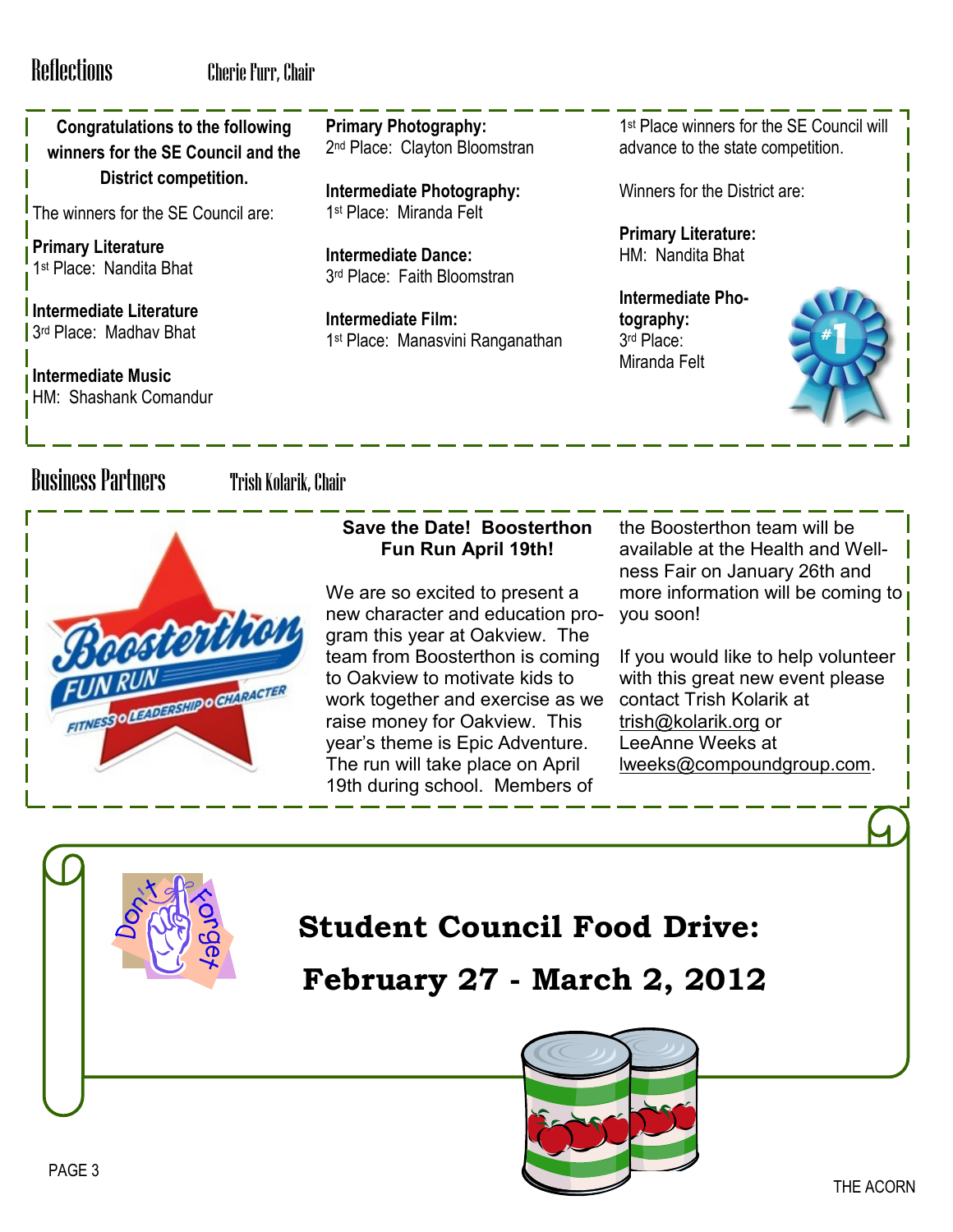## Reflections

Cherie Furr, Chair

**Congratulations to the following winners for the SE Council and the District competition.**

The winners for the SE Council are:

**Primary Literature**
1st Place: Nandita Bhat

**Intermediate Literature**
3rd Place: Madhav Bhat

**Intermediate Music**
HM: Shashank Comandur

**Primary Photography:**
2nd Place: Clayton Bloomstran

**Intermediate Photography:**
1st Place: Miranda Felt

**Intermediate Dance:**
3rd Place: Faith Bloomstran

**Intermediate Film:**
1st Place: Manasvini Ranganathan

1st Place winners for the SE Council will advance to the state competition.

Winners for the District are:

**Primary Literature:**
HM: Nandita Bhat

**Intermediate Photography:**
3rd Place:
Miranda Felt

## Business Partners

Trish Kolarik, Chair

**Save the Date! Boosterthon Fun Run April 19th!**

We are so excited to present a new character and education program this year at Oakview. The team from Boosterthon is coming to Oakview to motivate kids to work together and exercise as we raise money for Oakview. This year's theme is Epic Adventure. The run will take place on April 19th during school. Members of the Boosterthon team will be available at the Health and Wellness Fair on January 26th and more information will be coming to you soon!

If you would like to help volunteer with this great new event please contact Trish Kolarik at trish@kolarik.org or LeeAnne Weeks at lweeks@compoundgroup.com.

**Student Council Food Drive:**

**February 27 - March 2, 2012**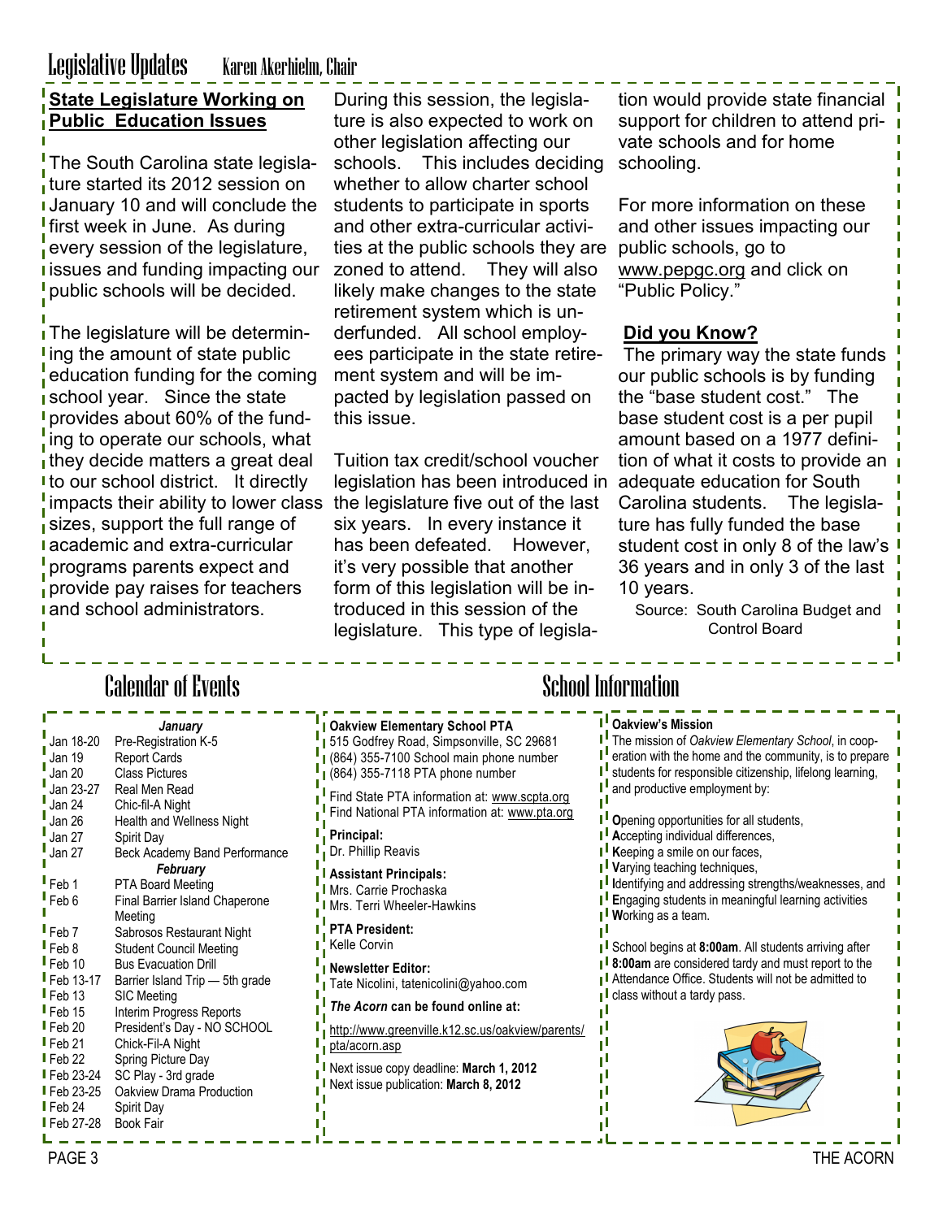# Legislative Updates

Karen Akerhielm, Chair

## State Legislature Working on Public Education Issues

The South Carolina state legislature started its 2012 session on January 10 and will conclude the first week in June. As during every session of the legislature, issues and funding impacting our public schools will be decided.

The legislature will be determining the amount of state public education funding for the coming school year. Since the state provides about 60% of the funding to operate our schools, what they decide matters a great deal to our school district. It directly impacts their ability to lower class sizes, support the full range of academic and extra-curricular programs parents expect and provide pay raises for teachers and school administrators.

During this session, the legislature is also expected to work on other legislation affecting our schools. This includes deciding whether to allow charter school students to participate in sports and other extra-curricular activities at the public schools they are zoned to attend. They will also likely make changes to the state retirement system which is underfunded. All school employees participate in the state retirement system and will be impacted by legislation passed on this issue.

Tuition tax credit/school voucher legislation has been introduced in the legislature five out of the last six years. In every instance it has been defeated. However, it's very possible that another form of this legislation will be introduced in this session of the legislature. This type of legislation would provide state financial support for children to attend private schools and for home schooling.

For more information on these and other issues impacting our public schools, go to www.pepgc.org and click on "Public Policy."

### Did you Know?

The primary way the state funds our public schools is by funding the "base student cost." The base student cost is a per pupil amount based on a 1977 definition of what it costs to provide an adequate education for South Carolina students. The legislature has fully funded the base student cost in only 8 of the law's 36 years and in only 3 of the last 10 years.

Source: South Carolina Budget and Control Board

# Calendar of Events

| | |
|---|---|
| | ***January*** |
| Jan 18-20 | Pre-Registration K-5 |
| Jan 19 | Report Cards |
| Jan 20 | Class Pictures |
| Jan 23-27 | Real Men Read |
| Jan 24 | Chic-fil-A Night |
| Jan 26 | Health and Wellness Night |
| Jan 27 | Spirit Day |
| Jan 27 | Beck Academy Band Performance |
| | ***February*** |
| Feb 1 | PTA Board Meeting |
| Feb 6 | Final Barrier Island Chaperone Meeting |
| Feb 7 | Sabrosos Restaurant Night |
| Feb 8 | Student Council Meeting |
| Feb 10 | Bus Evacuation Drill |
| Feb 13-17 | Barrier Island Trip — 5th grade |
| Feb 13 | SIC Meeting |
| Feb 15 | Interim Progress Reports |
| Feb 20 | President's Day - NO SCHOOL |
| Feb 21 | Chick-Fil-A Night |
| Feb 22 | Spring Picture Day |
| Feb 23-24 | SC Play - 3rd grade |
| Feb 23-25 | Oakview Drama Production |
| Feb 24 | Spirit Day |
| Feb 27-28 | Book Fair |

# School Information

**Oakview Elementary School PTA**
515 Godfrey Road, Simpsonville, SC 29681
(864) 355-7100 School main phone number
(864) 355-7118 PTA phone number

Find State PTA information at: www.scpta.org
Find National PTA information at: www.pta.org

**Principal:**
Dr. Phillip Reavis

**Assistant Principals:**
Mrs. Carrie Prochaska
Mrs. Terri Wheeler-Hawkins

**PTA President:**
Kelle Corvin

**Newsletter Editor:**
Tate Nicolini, tatenicolini@yahoo.com

***The Acorn* can be found online at:**

http://www.greenville.k12.sc.us/oakview/parents/pta/acorn.asp

Next issue copy deadline: **March 1, 2012**
Next issue publication: **March 8, 2012**

**Oakview's Mission**

The mission of *Oakview Elementary School*, in cooperation with the home and the community, is to prepare students for responsible citizenship, lifelong learning, and productive employment by:

**O**pening opportunities for all students,
**A**ccepting individual differences,
**K**eeping a smile on our faces,
**V**arying teaching techniques,
**I**dentifying and addressing strengths/weaknesses, and
**E**ngaging students in meaningful learning activities
**W**orking as a team.

School begins at **8:00am**. All students arriving after **8:00am** are considered tardy and must report to the Attendance Office. Students will not be admitted to class without a tardy pass.